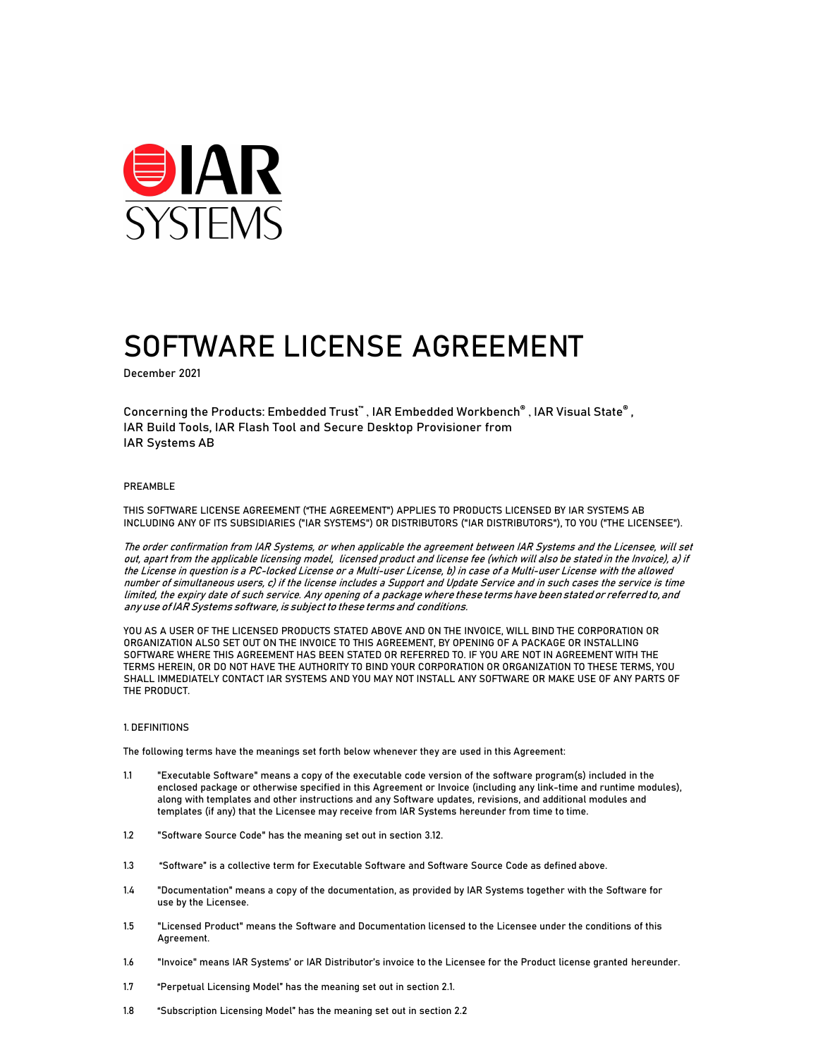IAR SYSTEMS

# SOFTWARE LICENSE AGREEMENT

December 2021

Concerning the Products: Embedded Trust™ , IAR Embedded Workbench® , IAR Visual State® , IAR Build Tools, IAR Flash Tool and Secure Desktop Provisioner from IAR Systems AB

PREAMBLE

THIS SOFTWARE LICENSE AGREEMENT ("THE AGREEMENT") APPLIES TO PRODUCTS LICENSED BY IAR SYSTEMS AB INCLUDING ANY OF ITS SUBSIDIARIES ("IAR SYSTEMS") OR DISTRIBUTORS ("IAR DISTRIBUTORS"), TO YOU ("THE LICENSEE").

*The order confirmation from IAR Systems, or when applicable the agreement between IAR Systems and the Licensee, will set out, apart from the applicable licensing model, licensed product and license fee (which will also be stated in the Invoice), a) if the License in question is a PC-locked License or a Multi-user License, b) in case of a Multi-user License with the allowed number of simultaneous users, c) if the license includes a Support and Update Service and in such cases the service is time limited, the expiry date of such service. Any opening of a package where these terms have been stated or referred to, and any use of IAR Systems software, is subject to these terms and conditions.*

YOU AS A USER OF THE LICENSED PRODUCTS STATED ABOVE AND ON THE INVOICE, WILL BIND THE CORPORATION OR ORGANIZATION ALSO SET OUT ON THE INVOICE TO THIS AGREEMENT, BY OPENING OF A PACKAGE OR INSTALLING SOFTWARE WHERE THIS AGREEMENT HAS BEEN STATED OR REFERRED TO. IF YOU ARE NOT IN AGREEMENT WITH THE TERMS HEREIN, OR DO NOT HAVE THE AUTHORITY TO BIND YOUR CORPORATION OR ORGANIZATION TO THESE TERMS, YOU SHALL IMMEDIATELY CONTACT IAR SYSTEMS AND YOU MAY NOT INSTALL ANY SOFTWARE OR MAKE USE OF ANY PARTS OF THE PRODUCT.

## 1. DEFINITIONS

The following terms have the meanings set forth below whenever they are used in this Agreement:

1.1 "Executable Software" means a copy of the executable code version of the software program(s) included in the enclosed package or otherwise specified in this Agreement or Invoice (including any link-time and runtime modules), along with templates and other instructions and any Software updates, revisions, and additional modules and templates (if any) that the Licensee may receive from IAR Systems hereunder from time to time.

1.2 "Software Source Code" has the meaning set out in section 3.12.

1.3 "Software" is a collective term for Executable Software and Software Source Code as defined above.

1.4 "Documentation" means a copy of the documentation, as provided by IAR Systems together with the Software for use by the Licensee.

1.5 "Licensed Product" means the Software and Documentation licensed to the Licensee under the conditions of this Agreement.

1.6 "Invoice" means IAR Systems' or IAR Distributor's invoice to the Licensee for the Product license granted hereunder.

1.7 "Perpetual Licensing Model" has the meaning set out in section 2.1.

1.8 "Subscription Licensing Model" has the meaning set out in section 2.2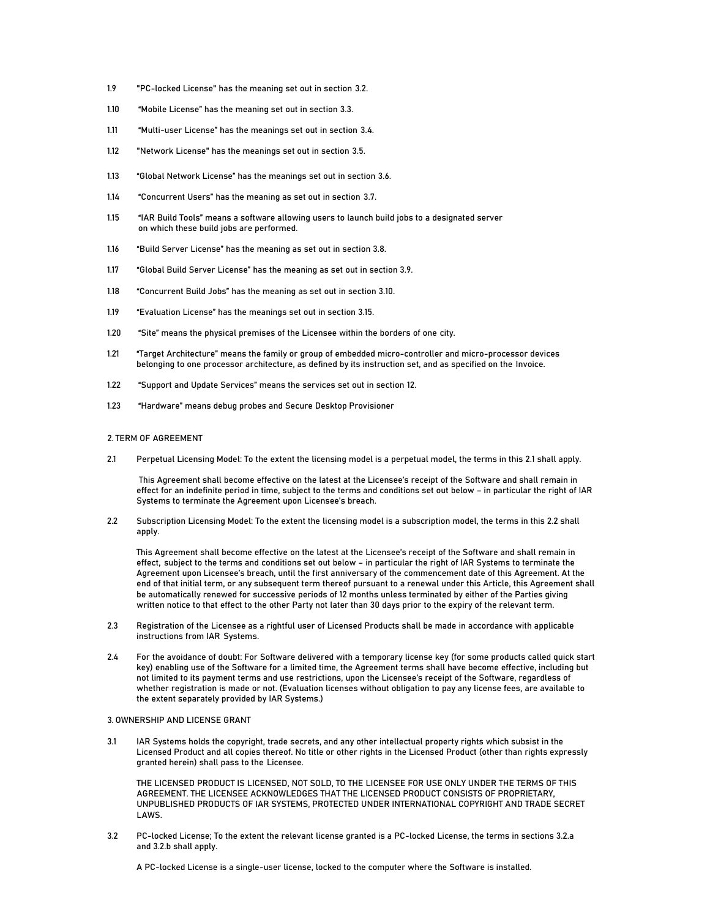1.9 "PC-locked License" has the meaning set out in section 3.2.

1.10 "Mobile License" has the meaning set out in section 3.3.

1.11 "Multi-user License" has the meanings set out in section 3.4.

1.12 "Network License" has the meanings set out in section 3.5.

1.13 "Global Network License" has the meanings set out in section 3.6.

1.14 "Concurrent Users" has the meaning as set out in section 3.7.

1.15 "IAR Build Tools" means a software allowing users to launch build jobs to a designated server on which these build jobs are performed.

1.16 "Build Server License" has the meaning as set out in section 3.8.

1.17 "Global Build Server License" has the meaning as set out in section 3.9.

1.18 "Concurrent Build Jobs" has the meaning as set out in section 3.10.

1.19 "Evaluation License" has the meanings set out in section 3.15.

1.20 "Site" means the physical premises of the Licensee within the borders of one city.

1.21 "Target Architecture" means the family or group of embedded micro-controller and micro-processor devices belonging to one processor architecture, as defined by its instruction set, and as specified on the Invoice.

1.22 "Support and Update Services" means the services set out in section 12.

1.23 "Hardware" means debug probes and Secure Desktop Provisioner

## 2. TERM OF AGREEMENT

2.1 Perpetual Licensing Model: To the extent the licensing model is a perpetual model, the terms in this 2.1 shall apply.

This Agreement shall become effective on the latest at the Licensee's receipt of the Software and shall remain in effect for an indefinite period in time, subject to the terms and conditions set out below – in particular the right of IAR Systems to terminate the Agreement upon Licensee's breach.

2.2 Subscription Licensing Model: To the extent the licensing model is a subscription model, the terms in this 2.2 shall apply.

This Agreement shall become effective on the latest at the Licensee's receipt of the Software and shall remain in effect, subject to the terms and conditions set out below – in particular the right of IAR Systems to terminate the Agreement upon Licensee's breach, until the first anniversary of the commencement date of this Agreement. At the end of that initial term, or any subsequent term thereof pursuant to a renewal under this Article, this Agreement shall be automatically renewed for successive periods of 12 months unless terminated by either of the Parties giving written notice to that effect to the other Party not later than 30 days prior to the expiry of the relevant term.

2.3 Registration of the Licensee as a rightful user of Licensed Products shall be made in accordance with applicable instructions from IAR Systems.

2.4 For the avoidance of doubt: For Software delivered with a temporary license key (for some products called quick start key) enabling use of the Software for a limited time, the Agreement terms shall have become effective, including but not limited to its payment terms and use restrictions, upon the Licensee's receipt of the Software, regardless of whether registration is made or not. (Evaluation licenses without obligation to pay any license fees, are available to the extent separately provided by IAR Systems.)

## 3. OWNERSHIP AND LICENSE GRANT

3.1 IAR Systems holds the copyright, trade secrets, and any other intellectual property rights which subsist in the Licensed Product and all copies thereof. No title or other rights in the Licensed Product (other than rights expressly granted herein) shall pass to the Licensee.

THE LICENSED PRODUCT IS LICENSED, NOT SOLD, TO THE LICENSEE FOR USE ONLY UNDER THE TERMS OF THIS AGREEMENT. THE LICENSEE ACKNOWLEDGES THAT THE LICENSED PRODUCT CONSISTS OF PROPRIETARY, UNPUBLISHED PRODUCTS OF IAR SYSTEMS, PROTECTED UNDER INTERNATIONAL COPYRIGHT AND TRADE SECRET LAWS.

3.2 PC-locked License; To the extent the relevant license granted is a PC-locked License, the terms in sections 3.2.a and 3.2.b shall apply.

A PC-locked License is a single-user license, locked to the computer where the Software is installed.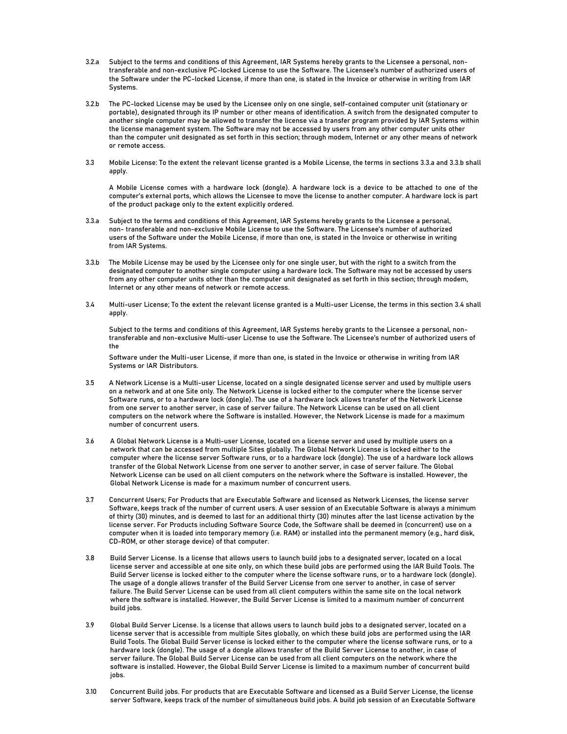3.2.a Subject to the terms and conditions of this Agreement, IAR Systems hereby grants to the Licensee a personal, non-transferable and non-exclusive PC-locked License to use the Software. The Licensee's number of authorized users of the Software under the PC-locked License, if more than one, is stated in the Invoice or otherwise in writing from IAR Systems.

3.2.b The PC-locked License may be used by the Licensee only on one single, self-contained computer unit (stationary or portable), designated through its IP number or other means of identification. A switch from the designated computer to another single computer may be allowed to transfer the license via a transfer program provided by IAR Systems within the license management system. The Software may not be accessed by users from any other computer units other than the computer unit designated as set forth in this section; through modem, Internet or any other means of network or remote access.

3.3 Mobile License: To the extent the relevant license granted is a Mobile License, the terms in sections 3.3.a and 3.3.b shall apply.

A Mobile License comes with a hardware lock (dongle). A hardware lock is a device to be attached to one of the computer's external ports, which allows the Licensee to move the license to another computer. A hardware lock is part of the product package only to the extent explicitly ordered.

3.3.a Subject to the terms and conditions of this Agreement, IAR Systems hereby grants to the Licensee a personal, non- transferable and non-exclusive Mobile License to use the Software. The Licensee's number of authorized users of the Software under the Mobile License, if more than one, is stated in the Invoice or otherwise in writing from IAR Systems.

3.3.b The Mobile License may be used by the Licensee only for one single user, but with the right to a switch from the designated computer to another single computer using a hardware lock. The Software may not be accessed by users from any other computer units other than the computer unit designated as set forth in this section; through modem, Internet or any other means of network or remote access.

3.4 Multi-user License; To the extent the relevant license granted is a Multi-user License, the terms in this section 3.4 shall apply.

Subject to the terms and conditions of this Agreement, IAR Systems hereby grants to the Licensee a personal, non-transferable and non-exclusive Multi-user License to use the Software. The Licensee's number of authorized users of the

Software under the Multi-user License, if more than one, is stated in the Invoice or otherwise in writing from IAR Systems or IAR Distributors.

3.5 A Network License is a Multi-user License, located on a single designated license server and used by multiple users on a network and at one Site only. The Network License is locked either to the computer where the license server Software runs, or to a hardware lock (dongle). The use of a hardware lock allows transfer of the Network License from one server to another server, in case of server failure. The Network License can be used on all client computers on the network where the Software is installed. However, the Network License is made for a maximum number of concurrent users.

3.6 A Global Network License is a Multi-user License, located on a license server and used by multiple users on a network that can be accessed from multiple Sites globally. The Global Network License is locked either to the computer where the license server Software runs, or to a hardware lock (dongle). The use of a hardware lock allows transfer of the Global Network License from one server to another server, in case of server failure. The Global Network License can be used on all client computers on the network where the Software is installed. However, the Global Network License is made for a maximum number of concurrent users.

3.7 Concurrent Users; For Products that are Executable Software and licensed as Network Licenses, the license server Software, keeps track of the number of current users. A user session of an Executable Software is always a minimum of thirty (30) minutes, and is deemed to last for an additional thirty (30) minutes after the last license activation by the license server. For Products including Software Source Code, the Software shall be deemed in (concurrent) use on a computer when it is loaded into temporary memory (i.e. RAM) or installed into the permanent memory (e.g., hard disk, CD-ROM, or other storage device) of that computer.

3.8 Build Server License. Is a license that allows users to launch build jobs to a designated server, located on a local license server and accessible at one site only, on which these build jobs are performed using the IAR Build Tools. The Build Server license is locked either to the computer where the license software runs, or to a hardware lock (dongle). The usage of a dongle allows transfer of the Build Server License from one server to another, in case of server failure. The Build Server License can be used from all client computers within the same site on the local network where the software is installed. However, the Build Server License is limited to a maximum number of concurrent build jobs.

3.9 Global Build Server License. Is a license that allows users to launch build jobs to a designated server, located on a license server that is accessible from multiple Sites globally, on which these build jobs are performed using the IAR Build Tools. The Global Build Server license is locked either to the computer where the license software runs, or to a hardware lock (dongle). The usage of a dongle allows transfer of the Build Server License to another, in case of server failure. The Global Build Server License can be used from all client computers on the network where the software is installed. However, the Global Build Server License is limited to a maximum number of concurrent build jobs.

3.10 Concurrent Build jobs. For products that are Executable Software and licensed as a Build Server License, the license server Software, keeps track of the number of simultaneous build jobs. A build job session of an Executable Software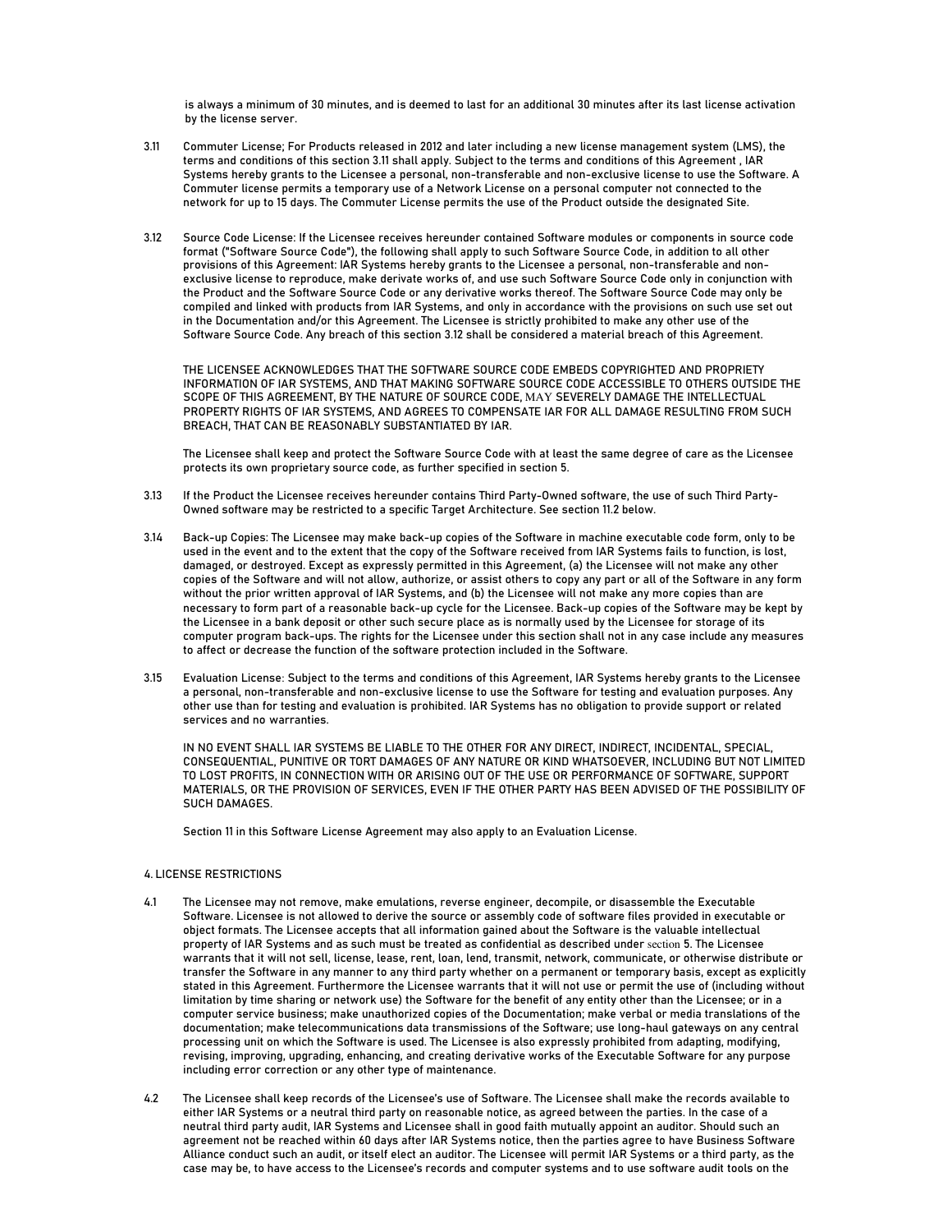is always a minimum of 30 minutes, and is deemed to last for an additional 30 minutes after its last license activation by the license server.

3.11 Commuter License; For Products released in 2012 and later including a new license management system (LMS), the terms and conditions of this section 3.11 shall apply. Subject to the terms and conditions of this Agreement , IAR Systems hereby grants to the Licensee a personal, non-transferable and non-exclusive license to use the Software. A Commuter license permits a temporary use of a Network License on a personal computer not connected to the network for up to 15 days. The Commuter License permits the use of the Product outside the designated Site.

3.12 Source Code License: If the Licensee receives hereunder contained Software modules or components in source code format ("Software Source Code"), the following shall apply to such Software Source Code, in addition to all other provisions of this Agreement: IAR Systems hereby grants to the Licensee a personal, non-transferable and non-exclusive license to reproduce, make derivate works of, and use such Software Source Code only in conjunction with the Product and the Software Source Code or any derivative works thereof. The Software Source Code may only be compiled and linked with products from IAR Systems, and only in accordance with the provisions on such use set out in the Documentation and/or this Agreement. The Licensee is strictly prohibited to make any other use of the Software Source Code. Any breach of this section 3.12 shall be considered a material breach of this Agreement.

THE LICENSEE ACKNOWLEDGES THAT THE SOFTWARE SOURCE CODE EMBEDS COPYRIGHTED AND PROPRIETY INFORMATION OF IAR SYSTEMS, AND THAT MAKING SOFTWARE SOURCE CODE ACCESSIBLE TO OTHERS OUTSIDE THE SCOPE OF THIS AGREEMENT, BY THE NATURE OF SOURCE CODE, MAY SEVERELY DAMAGE THE INTELLECTUAL PROPERTY RIGHTS OF IAR SYSTEMS, AND AGREES TO COMPENSATE IAR FOR ALL DAMAGE RESULTING FROM SUCH BREACH, THAT CAN BE REASONABLY SUBSTANTIATED BY IAR.

The Licensee shall keep and protect the Software Source Code with at least the same degree of care as the Licensee protects its own proprietary source code, as further specified in section 5.

3.13 If the Product the Licensee receives hereunder contains Third Party-Owned software, the use of such Third Party-Owned software may be restricted to a specific Target Architecture. See section 11.2 below.

3.14 Back-up Copies: The Licensee may make back-up copies of the Software in machine executable code form, only to be used in the event and to the extent that the copy of the Software received from IAR Systems fails to function, is lost, damaged, or destroyed. Except as expressly permitted in this Agreement, (a) the Licensee will not make any other copies of the Software and will not allow, authorize, or assist others to copy any part or all of the Software in any form without the prior written approval of IAR Systems, and (b) the Licensee will not make any more copies than are necessary to form part of a reasonable back-up cycle for the Licensee. Back-up copies of the Software may be kept by the Licensee in a bank deposit or other such secure place as is normally used by the Licensee for storage of its computer program back-ups. The rights for the Licensee under this section shall not in any case include any measures to affect or decrease the function of the software protection included in the Software.

3.15 Evaluation License: Subject to the terms and conditions of this Agreement, IAR Systems hereby grants to the Licensee a personal, non-transferable and non-exclusive license to use the Software for testing and evaluation purposes. Any other use than for testing and evaluation is prohibited. IAR Systems has no obligation to provide support or related services and no warranties.

IN NO EVENT SHALL IAR SYSTEMS BE LIABLE TO THE OTHER FOR ANY DIRECT, INDIRECT, INCIDENTAL, SPECIAL, CONSEQUENTIAL, PUNITIVE OR TORT DAMAGES OF ANY NATURE OR KIND WHATSOEVER, INCLUDING BUT NOT LIMITED TO LOST PROFITS, IN CONNECTION WITH OR ARISING OUT OF THE USE OR PERFORMANCE OF SOFTWARE, SUPPORT MATERIALS, OR THE PROVISION OF SERVICES, EVEN IF THE OTHER PARTY HAS BEEN ADVISED OF THE POSSIBILITY OF SUCH DAMAGES.

Section 11 in this Software License Agreement may also apply to an Evaluation License.

## 4. LICENSE RESTRICTIONS

4.1 The Licensee may not remove, make emulations, reverse engineer, decompile, or disassemble the Executable Software. Licensee is not allowed to derive the source or assembly code of software files provided in executable or object formats. The Licensee accepts that all information gained about the Software is the valuable intellectual property of IAR Systems and as such must be treated as confidential as described under section 5. The Licensee warrants that it will not sell, license, lease, rent, loan, lend, transmit, network, communicate, or otherwise distribute or transfer the Software in any manner to any third party whether on a permanent or temporary basis, except as explicitly stated in this Agreement. Furthermore the Licensee warrants that it will not use or permit the use of (including without limitation by time sharing or network use) the Software for the benefit of any entity other than the Licensee; or in a computer service business; make unauthorized copies of the Documentation; make verbal or media translations of the documentation; make telecommunications data transmissions of the Software; use long-haul gateways on any central processing unit on which the Software is used. The Licensee is also expressly prohibited from adapting, modifying, revising, improving, upgrading, enhancing, and creating derivative works of the Executable Software for any purpose including error correction or any other type of maintenance.

4.2 The Licensee shall keep records of the Licensee's use of Software. The Licensee shall make the records available to either IAR Systems or a neutral third party on reasonable notice, as agreed between the parties. In the case of a neutral third party audit, IAR Systems and Licensee shall in good faith mutually appoint an auditor. Should such an agreement not be reached within 60 days after IAR Systems notice, then the parties agree to have Business Software Alliance conduct such an audit, or itself elect an auditor. The Licensee will permit IAR Systems or a third party, as the case may be, to have access to the Licensee's records and computer systems and to use software audit tools on the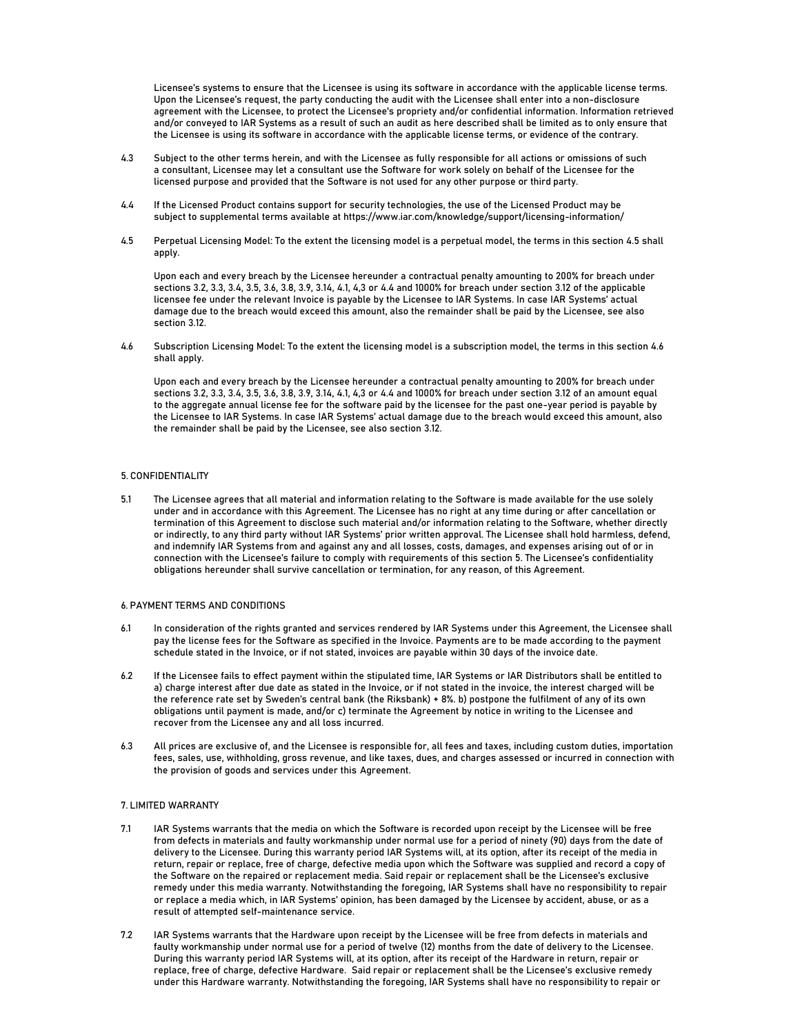Licensee's systems to ensure that the Licensee is using its software in accordance with the applicable license terms. Upon the Licensee's request, the party conducting the audit with the Licensee shall enter into a non-disclosure agreement with the Licensee, to protect the Licensee's propriety and/or confidential information. Information retrieved and/or conveyed to IAR Systems as a result of such an audit as here described shall be limited as to only ensure that the Licensee is using its software in accordance with the applicable license terms, or evidence of the contrary.

4.3 Subject to the other terms herein, and with the Licensee as fully responsible for all actions or omissions of such a consultant, Licensee may let a consultant use the Software for work solely on behalf of the Licensee for the licensed purpose and provided that the Software is not used for any other purpose or third party.

4.4 If the Licensed Product contains support for security technologies, the use of the Licensed Product may be subject to supplemental terms available at https://www.iar.com/knowledge/support/licensing-information/

4.5 Perpetual Licensing Model: To the extent the licensing model is a perpetual model, the terms in this section 4.5 shall apply.

Upon each and every breach by the Licensee hereunder a contractual penalty amounting to 200% for breach under sections 3.2, 3.3, 3.4, 3.5, 3.6, 3.8, 3.9, 3.14, 4.1, 4,3 or 4.4 and 1000% for breach under section 3.12 of the applicable licensee fee under the relevant Invoice is payable by the Licensee to IAR Systems. In case IAR Systems' actual damage due to the breach would exceed this amount, also the remainder shall be paid by the Licensee, see also section 3.12.

4.6 Subscription Licensing Model: To the extent the licensing model is a subscription model, the terms in this section 4.6 shall apply.

Upon each and every breach by the Licensee hereunder a contractual penalty amounting to 200% for breach under sections 3.2, 3.3, 3.4, 3.5, 3.6, 3.8, 3.9, 3.14, 4.1, 4,3 or 4.4 and 1000% for breach under section 3.12 of an amount equal to the aggregate annual license fee for the software paid by the licensee for the past one-year period is payable by the Licensee to IAR Systems. In case IAR Systems' actual damage due to the breach would exceed this amount, also the remainder shall be paid by the Licensee, see also section 3.12.

## 5. CONFIDENTIALITY

5.1 The Licensee agrees that all material and information relating to the Software is made available for the use solely under and in accordance with this Agreement. The Licensee has no right at any time during or after cancellation or termination of this Agreement to disclose such material and/or information relating to the Software, whether directly or indirectly, to any third party without IAR Systems' prior written approval. The Licensee shall hold harmless, defend, and indemnify IAR Systems from and against any and all losses, costs, damages, and expenses arising out of or in connection with the Licensee's failure to comply with requirements of this section 5. The Licensee's confidentiality obligations hereunder shall survive cancellation or termination, for any reason, of this Agreement.

## 6. PAYMENT TERMS AND CONDITIONS

6.1 In consideration of the rights granted and services rendered by IAR Systems under this Agreement, the Licensee shall pay the license fees for the Software as specified in the Invoice. Payments are to be made according to the payment schedule stated in the Invoice, or if not stated, invoices are payable within 30 days of the invoice date.

6.2 If the Licensee fails to effect payment within the stipulated time, IAR Systems or IAR Distributors shall be entitled to a) charge interest after due date as stated in the Invoice, or if not stated in the invoice, the interest charged will be the reference rate set by Sweden's central bank (the Riksbank) + 8%. b) postpone the fulfilment of any of its own obligations until payment is made, and/or c) terminate the Agreement by notice in writing to the Licensee and recover from the Licensee any and all loss incurred.

6.3 All prices are exclusive of, and the Licensee is responsible for, all fees and taxes, including custom duties, importation fees, sales, use, withholding, gross revenue, and like taxes, dues, and charges assessed or incurred in connection with the provision of goods and services under this Agreement.

## 7. LIMITED WARRANTY

7.1 IAR Systems warrants that the media on which the Software is recorded upon receipt by the Licensee will be free from defects in materials and faulty workmanship under normal use for a period of ninety (90) days from the date of delivery to the Licensee. During this warranty period IAR Systems will, at its option, after its receipt of the media in return, repair or replace, free of charge, defective media upon which the Software was supplied and record a copy of the Software on the repaired or replacement media. Said repair or replacement shall be the Licensee's exclusive remedy under this media warranty. Notwithstanding the foregoing, IAR Systems shall have no responsibility to repair or replace a media which, in IAR Systems' opinion, has been damaged by the Licensee by accident, abuse, or as a result of attempted self-maintenance service.

7.2 IAR Systems warrants that the Hardware upon receipt by the Licensee will be free from defects in materials and faulty workmanship under normal use for a period of twelve (12) months from the date of delivery to the Licensee. During this warranty period IAR Systems will, at its option, after its receipt of the Hardware in return, repair or replace, free of charge, defective Hardware. Said repair or replacement shall be the Licensee's exclusive remedy under this Hardware warranty. Notwithstanding the foregoing, IAR Systems shall have no responsibility to repair or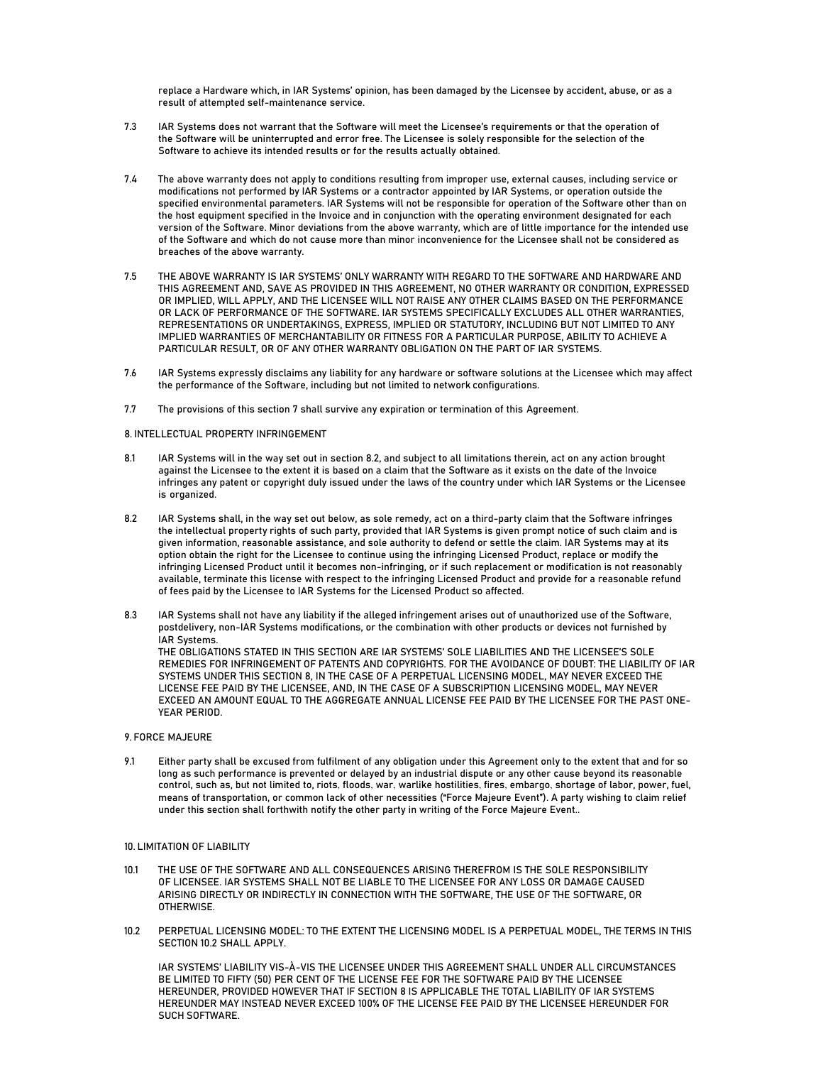replace a Hardware which, in IAR Systems' opinion, has been damaged by the Licensee by accident, abuse, or as a result of attempted self-maintenance service.

7.3 IAR Systems does not warrant that the Software will meet the Licensee's requirements or that the operation of the Software will be uninterrupted and error free. The Licensee is solely responsible for the selection of the Software to achieve its intended results or for the results actually obtained.

7.4 The above warranty does not apply to conditions resulting from improper use, external causes, including service or modifications not performed by IAR Systems or a contractor appointed by IAR Systems, or operation outside the specified environmental parameters. IAR Systems will not be responsible for operation of the Software other than on the host equipment specified in the Invoice and in conjunction with the operating environment designated for each version of the Software. Minor deviations from the above warranty, which are of little importance for the intended use of the Software and which do not cause more than minor inconvenience for the Licensee shall not be considered as breaches of the above warranty.

7.5 THE ABOVE WARRANTY IS IAR SYSTEMS' ONLY WARRANTY WITH REGARD TO THE SOFTWARE AND HARDWARE AND THIS AGREEMENT AND, SAVE AS PROVIDED IN THIS AGREEMENT, NO OTHER WARRANTY OR CONDITION, EXPRESSED OR IMPLIED, WILL APPLY, AND THE LICENSEE WILL NOT RAISE ANY OTHER CLAIMS BASED ON THE PERFORMANCE OR LACK OF PERFORMANCE OF THE SOFTWARE. IAR SYSTEMS SPECIFICALLY EXCLUDES ALL OTHER WARRANTIES, REPRESENTATIONS OR UNDERTAKINGS, EXPRESS, IMPLIED OR STATUTORY, INCLUDING BUT NOT LIMITED TO ANY IMPLIED WARRANTIES OF MERCHANTABILITY OR FITNESS FOR A PARTICULAR PURPOSE, ABILITY TO ACHIEVE A PARTICULAR RESULT, OR OF ANY OTHER WARRANTY OBLIGATION ON THE PART OF IAR SYSTEMS.

7.6 IAR Systems expressly disclaims any liability for any hardware or software solutions at the Licensee which may affect the performance of the Software, including but not limited to network configurations.

7.7 The provisions of this section 7 shall survive any expiration or termination of this Agreement.

## 8. INTELLECTUAL PROPERTY INFRINGEMENT

8.1 IAR Systems will in the way set out in section 8.2, and subject to all limitations therein, act on any action brought against the Licensee to the extent it is based on a claim that the Software as it exists on the date of the Invoice infringes any patent or copyright duly issued under the laws of the country under which IAR Systems or the Licensee is organized.

8.2 IAR Systems shall, in the way set out below, as sole remedy, act on a third-party claim that the Software infringes the intellectual property rights of such party, provided that IAR Systems is given prompt notice of such claim and is given information, reasonable assistance, and sole authority to defend or settle the claim. IAR Systems may at its option obtain the right for the Licensee to continue using the infringing Licensed Product, replace or modify the infringing Licensed Product until it becomes non-infringing, or if such replacement or modification is not reasonably available, terminate this license with respect to the infringing Licensed Product and provide for a reasonable refund of fees paid by the Licensee to IAR Systems for the Licensed Product so affected.

8.3 IAR Systems shall not have any liability if the alleged infringement arises out of unauthorized use of the Software, postdelivery, non-IAR Systems modifications, or the combination with other products or devices not furnished by IAR Systems.
THE OBLIGATIONS STATED IN THIS SECTION ARE IAR SYSTEMS' SOLE LIABILITIES AND THE LICENSEE'S SOLE REMEDIES FOR INFRINGEMENT OF PATENTS AND COPYRIGHTS. FOR THE AVOIDANCE OF DOUBT: THE LIABILITY OF IAR SYSTEMS UNDER THIS SECTION 8, IN THE CASE OF A PERPETUAL LICENSING MODEL, MAY NEVER EXCEED THE LICENSE FEE PAID BY THE LICENSEE, AND, IN THE CASE OF A SUBSCRIPTION LICENSING MODEL, MAY NEVER EXCEED AN AMOUNT EQUAL TO THE AGGREGATE ANNUAL LICENSE FEE PAID BY THE LICENSEE FOR THE PAST ONE-YEAR PERIOD.

## 9. FORCE MAJEURE

9.1 Either party shall be excused from fulfilment of any obligation under this Agreement only to the extent that and for so long as such performance is prevented or delayed by an industrial dispute or any other cause beyond its reasonable control, such as, but not limited to, riots, floods, war, warlike hostilities, fires, embargo, shortage of labor, power, fuel, means of transportation, or common lack of other necessities ("Force Majeure Event"). A party wishing to claim relief under this section shall forthwith notify the other party in writing of the Force Majeure Event..

## 10. LIMITATION OF LIABILITY

10.1 THE USE OF THE SOFTWARE AND ALL CONSEQUENCES ARISING THEREFROM IS THE SOLE RESPONSIBILITY OF LICENSEE. IAR SYSTEMS SHALL NOT BE LIABLE TO THE LICENSEE FOR ANY LOSS OR DAMAGE CAUSED ARISING DIRECTLY OR INDIRECTLY IN CONNECTION WITH THE SOFTWARE, THE USE OF THE SOFTWARE, OR OTHERWISE.

10.2 PERPETUAL LICENSING MODEL: TO THE EXTENT THE LICENSING MODEL IS A PERPETUAL MODEL, THE TERMS IN THIS SECTION 10.2 SHALL APPLY.

IAR SYSTEMS' LIABILITY VIS-À-VIS THE LICENSEE UNDER THIS AGREEMENT SHALL UNDER ALL CIRCUMSTANCES BE LIMITED TO FIFTY (50) PER CENT OF THE LICENSE FEE FOR THE SOFTWARE PAID BY THE LICENSEE HEREUNDER, PROVIDED HOWEVER THAT IF SECTION 8 IS APPLICABLE THE TOTAL LIABILITY OF IAR SYSTEMS HEREUNDER MAY INSTEAD NEVER EXCEED 100% OF THE LICENSE FEE PAID BY THE LICENSEE HEREUNDER FOR SUCH SOFTWARE.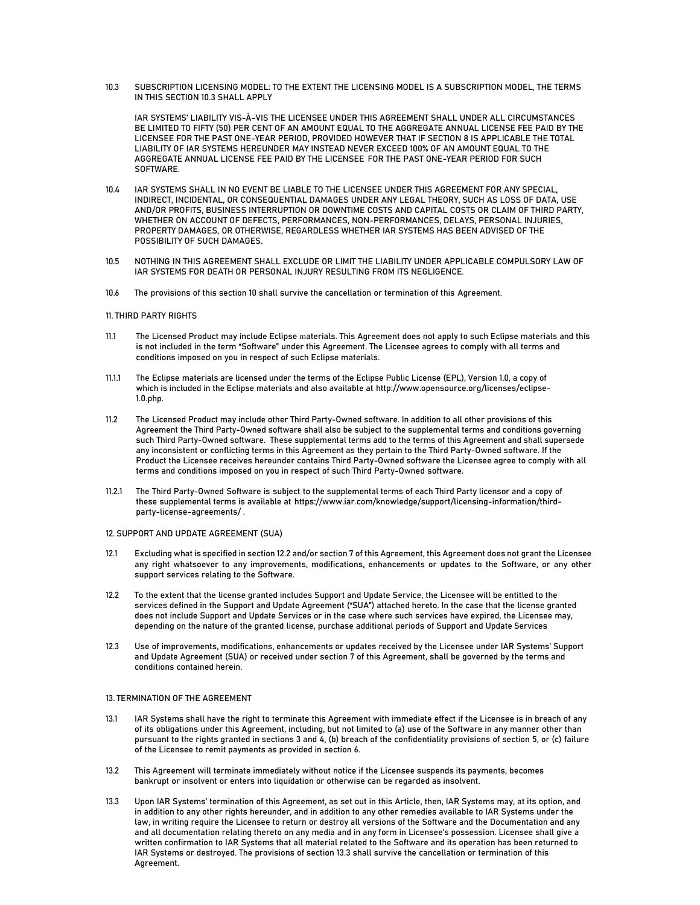10.3 SUBSCRIPTION LICENSING MODEL: TO THE EXTENT THE LICENSING MODEL IS A SUBSCRIPTION MODEL, THE TERMS IN THIS SECTION 10.3 SHALL APPLY

IAR SYSTEMS' LIABILITY VIS-À-VIS THE LICENSEE UNDER THIS AGREEMENT SHALL UNDER ALL CIRCUMSTANCES BE LIMITED TO FIFTY (50) PER CENT OF AN AMOUNT EQUAL TO THE AGGREGATE ANNUAL LICENSE FEE PAID BY THE LICENSEE FOR THE PAST ONE-YEAR PERIOD, PROVIDED HOWEVER THAT IF SECTION 8 IS APPLICABLE THE TOTAL LIABILITY OF IAR SYSTEMS HEREUNDER MAY INSTEAD NEVER EXCEED 100% OF AN AMOUNT EQUAL TO THE AGGREGATE ANNUAL LICENSE FEE PAID BY THE LICENSEE FOR THE PAST ONE-YEAR PERIOD FOR SUCH SOFTWARE.

10.4 IAR SYSTEMS SHALL IN NO EVENT BE LIABLE TO THE LICENSEE UNDER THIS AGREEMENT FOR ANY SPECIAL, INDIRECT, INCIDENTAL, OR CONSEQUENTIAL DAMAGES UNDER ANY LEGAL THEORY, SUCH AS LOSS OF DATA, USE AND/OR PROFITS, BUSINESS INTERRUPTION OR DOWNTIME COSTS AND CAPITAL COSTS OR CLAIM OF THIRD PARTY, WHETHER ON ACCOUNT OF DEFECTS, PERFORMANCES, NON-PERFORMANCES, DELAYS, PERSONAL INJURIES, PROPERTY DAMAGES, OR OTHERWISE, REGARDLESS WHETHER IAR SYSTEMS HAS BEEN ADVISED OF THE POSSIBILITY OF SUCH DAMAGES.

10.5 NOTHING IN THIS AGREEMENT SHALL EXCLUDE OR LIMIT THE LIABILITY UNDER APPLICABLE COMPULSORY LAW OF IAR SYSTEMS FOR DEATH OR PERSONAL INJURY RESULTING FROM ITS NEGLIGENCE.

10.6 The provisions of this section 10 shall survive the cancellation or termination of this Agreement.

11. THIRD PARTY RIGHTS

11.1 The Licensed Product may include Eclipse materials. This Agreement does not apply to such Eclipse materials and this is not included in the term "Software" under this Agreement. The Licensee agrees to comply with all terms and conditions imposed on you in respect of such Eclipse materials.

11.1.1 The Eclipse materials are licensed under the terms of the Eclipse Public License (EPL), Version 1.0, a copy of which is included in the Eclipse materials and also available at http://www.opensource.org/licenses/eclipse-1.0.php.

11.2 The Licensed Product may include other Third Party-Owned software. In addition to all other provisions of this Agreement the Third Party-Owned software shall also be subject to the supplemental terms and conditions governing such Third Party-Owned software. These supplemental terms add to the terms of this Agreement and shall supersede any inconsistent or conflicting terms in this Agreement as they pertain to the Third Party-Owned software. If the Product the Licensee receives hereunder contains Third Party-Owned software the Licensee agree to comply with all terms and conditions imposed on you in respect of such Third Party-Owned software.

11.2.1 The Third Party-Owned Software is subject to the supplemental terms of each Third Party licensor and a copy of these supplemental terms is available at https://www.iar.com/knowledge/support/licensing-information/third-party-license-agreements/ .

12. SUPPORT AND UPDATE AGREEMENT (SUA)

12.1 Excluding what is specified in section 12.2 and/or section 7 of this Agreement, this Agreement does not grant the Licensee any right whatsoever to any improvements, modifications, enhancements or updates to the Software, or any other support services relating to the Software.

12.2 To the extent that the license granted includes Support and Update Service, the Licensee will be entitled to the services defined in the Support and Update Agreement ("SUA") attached hereto. In the case that the license granted does not include Support and Update Services or in the case where such services have expired, the Licensee may, depending on the nature of the granted license, purchase additional periods of Support and Update Services

12.3 Use of improvements, modifications, enhancements or updates received by the Licensee under IAR Systems' Support and Update Agreement (SUA) or received under section 7 of this Agreement, shall be governed by the terms and conditions contained herein.

13. TERMINATION OF THE AGREEMENT

13.1 IAR Systems shall have the right to terminate this Agreement with immediate effect if the Licensee is in breach of any of its obligations under this Agreement, including, but not limited to (a) use of the Software in any manner other than pursuant to the rights granted in sections 3 and 4, (b) breach of the confidentiality provisions of section 5, or (c) failure of the Licensee to remit payments as provided in section 6.

13.2 This Agreement will terminate immediately without notice if the Licensee suspends its payments, becomes bankrupt or insolvent or enters into liquidation or otherwise can be regarded as insolvent.

13.3 Upon IAR Systems' termination of this Agreement, as set out in this Article, then, IAR Systems may, at its option, and in addition to any other rights hereunder, and in addition to any other remedies available to IAR Systems under the law, in writing require the Licensee to return or destroy all versions of the Software and the Documentation and any and all documentation relating thereto on any media and in any form in Licensee's possession. Licensee shall give a written confirmation to IAR Systems that all material related to the Software and its operation has been returned to IAR Systems or destroyed. The provisions of section 13.3 shall survive the cancellation or termination of this Agreement.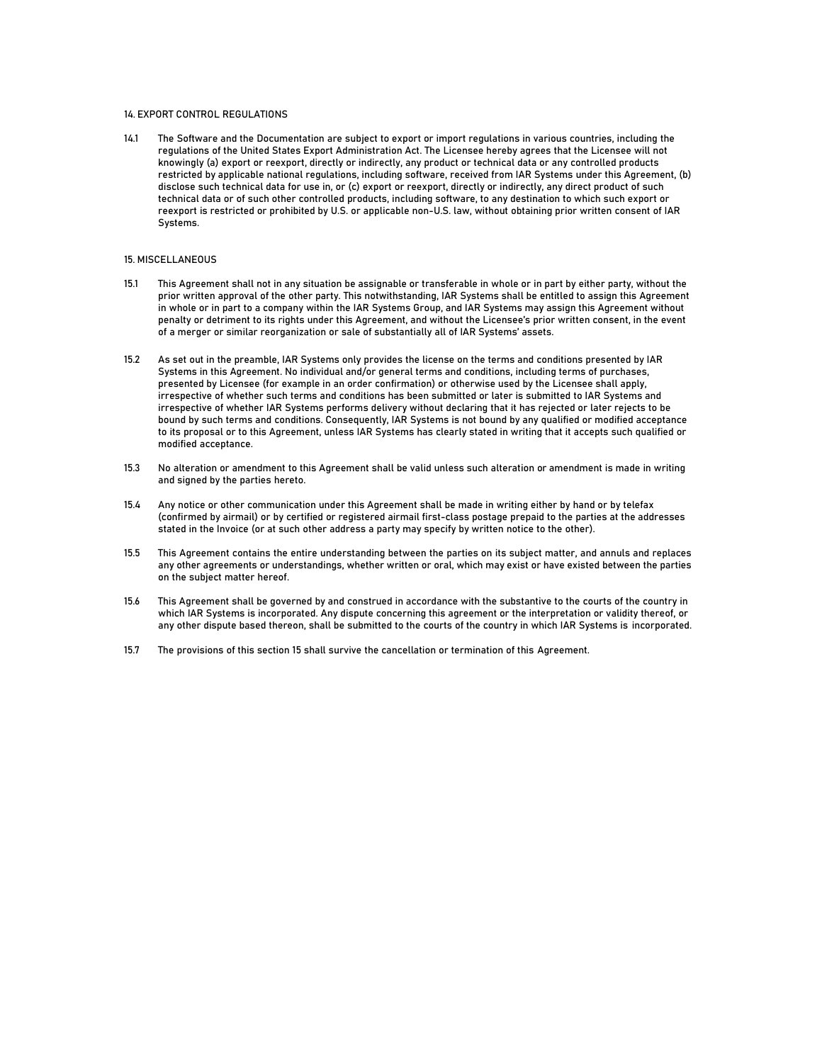## 14. EXPORT CONTROL REGULATIONS

14.1 The Software and the Documentation are subject to export or import regulations in various countries, including the regulations of the United States Export Administration Act. The Licensee hereby agrees that the Licensee will not knowingly (a) export or reexport, directly or indirectly, any product or technical data or any controlled products restricted by applicable national regulations, including software, received from IAR Systems under this Agreement, (b) disclose such technical data for use in, or (c) export or reexport, directly or indirectly, any direct product of such technical data or of such other controlled products, including software, to any destination to which such export or reexport is restricted or prohibited by U.S. or applicable non-U.S. law, without obtaining prior written consent of IAR Systems.

## 15. MISCELLANEOUS

15.1 This Agreement shall not in any situation be assignable or transferable in whole or in part by either party, without the prior written approval of the other party. This notwithstanding, IAR Systems shall be entitled to assign this Agreement in whole or in part to a company within the IAR Systems Group, and IAR Systems may assign this Agreement without penalty or detriment to its rights under this Agreement, and without the Licensee's prior written consent, in the event of a merger or similar reorganization or sale of substantially all of IAR Systems' assets.

15.2 As set out in the preamble, IAR Systems only provides the license on the terms and conditions presented by IAR Systems in this Agreement. No individual and/or general terms and conditions, including terms of purchases, presented by Licensee (for example in an order confirmation) or otherwise used by the Licensee shall apply, irrespective of whether such terms and conditions has been submitted or later is submitted to IAR Systems and irrespective of whether IAR Systems performs delivery without declaring that it has rejected or later rejects to be bound by such terms and conditions. Consequently, IAR Systems is not bound by any qualified or modified acceptance to its proposal or to this Agreement, unless IAR Systems has clearly stated in writing that it accepts such qualified or modified acceptance.

15.3 No alteration or amendment to this Agreement shall be valid unless such alteration or amendment is made in writing and signed by the parties hereto.

15.4 Any notice or other communication under this Agreement shall be made in writing either by hand or by telefax (confirmed by airmail) or by certified or registered airmail first-class postage prepaid to the parties at the addresses stated in the Invoice (or at such other address a party may specify by written notice to the other).

15.5 This Agreement contains the entire understanding between the parties on its subject matter, and annuls and replaces any other agreements or understandings, whether written or oral, which may exist or have existed between the parties on the subject matter hereof.

15.6 This Agreement shall be governed by and construed in accordance with the substantive to the courts of the country in which IAR Systems is incorporated. Any dispute concerning this agreement or the interpretation or validity thereof, or any other dispute based thereon, shall be submitted to the courts of the country in which IAR Systems is incorporated.

15.7 The provisions of this section 15 shall survive the cancellation or termination of this Agreement.